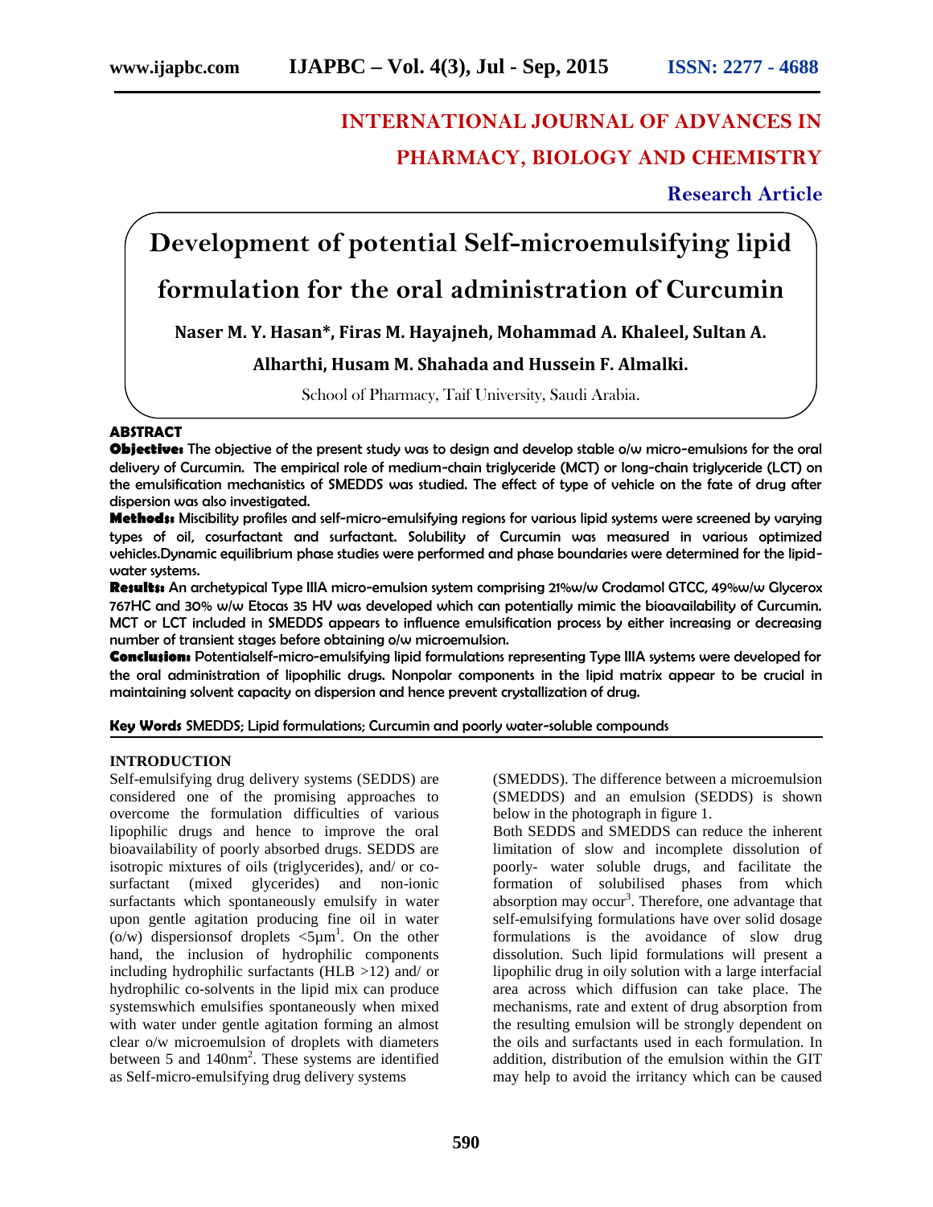**INTERNATIONAL JOURNAL OF ADVANCES IN PHARMACY, BIOLOGY AND CHEMISTRY**

**Research Article**

# Development of potential Self-microemulsifying lipid formulation for the oral administration of Curcumin

**Naser M. Y. Hasan\*, Firas M. Hayajneh, Mohammad A. Khaleel, Sultan A. Alharthi, Husam M. Shahada and Hussein F. Almalki.**

School of Pharmacy, Taif University, Saudi Arabia.

## ABSTRACT

**Objective:** The objective of the present study was to design and develop stable o/w micro-emulsions for the oral delivery of Curcumin. The empirical role of medium-chain triglyceride (MCT) or long-chain triglyceride (LCT) on the emulsification mechanistics of SMEDDS was studied. The effect of type of vehicle on the fate of drug after dispersion was also investigated.

**Methods:** Miscibility profiles and self-micro-emulsifying regions for various lipid systems were screened by varying types of oil, cosurfactant and surfactant. Solubility of Curcumin was measured in various optimized vehicles.Dynamic equilibrium phase studies were performed and phase boundaries were determined for the lipid-water systems.

**Results:** An archetypical Type IIIA micro-emulsion system comprising 21%w/w Crodamol GTCC, 49%w/w Glycerox 767HC and 30% w/w Etocas 35 HV was developed which can potentially mimic the bioavailability of Curcumin. MCT or LCT included in SMEDDS appears to influence emulsification process by either increasing or decreasing number of transient stages before obtaining o/w microemulsion.

**Conclusion:** Potentialself-micro-emulsifying lipid formulations representing Type IIIA systems were developed for the oral administration of lipophilic drugs. Nonpolar components in the lipid matrix appear to be crucial in maintaining solvent capacity on dispersion and hence prevent crystallization of drug.

**Key Words** SMEDDS; Lipid formulations; Curcumin and poorly water-soluble compounds

## INTRODUCTION

Self-emulsifying drug delivery systems (SEDDS) are considered one of the promising approaches to overcome the formulation difficulties of various lipophilic drugs and hence to improve the oral bioavailability of poorly absorbed drugs. SEDDS are isotropic mixtures of oils (triglycerides), and/ or co-surfactant (mixed glycerides) and non-ionic surfactants which spontaneously emulsify in water upon gentle agitation producing fine oil in water (o/w) dispersionsof droplets <5µm[1]. On the other hand, the inclusion of hydrophilic components including hydrophilic surfactants (HLB >12) and/ or hydrophilic co-solvents in the lipid mix can produce systemswhich emulsifies spontaneously when mixed with water under gentle agitation forming an almost clear o/w microemulsion of droplets with diameters between 5 and 140nm[2]. These systems are identified as Self-micro-emulsifying drug delivery systems (SMEDDS). The difference between a microemulsion (SMEDDS) and an emulsion (SEDDS) is shown below in the photograph in figure 1.

Both SEDDS and SMEDDS can reduce the inherent limitation of slow and incomplete dissolution of poorly- water soluble drugs, and facilitate the formation of solubilised phases from which absorption may occur[3]. Therefore, one advantage that self-emulsifying formulations have over solid dosage formulations is the avoidance of slow drug dissolution. Such lipid formulations will present a lipophilic drug in oily solution with a large interfacial area across which diffusion can take place. The mechanisms, rate and extent of drug absorption from the resulting emulsion will be strongly dependent on the oils and surfactants used in each formulation. In addition, distribution of the emulsion within the GIT may help to avoid the irritancy which can be caused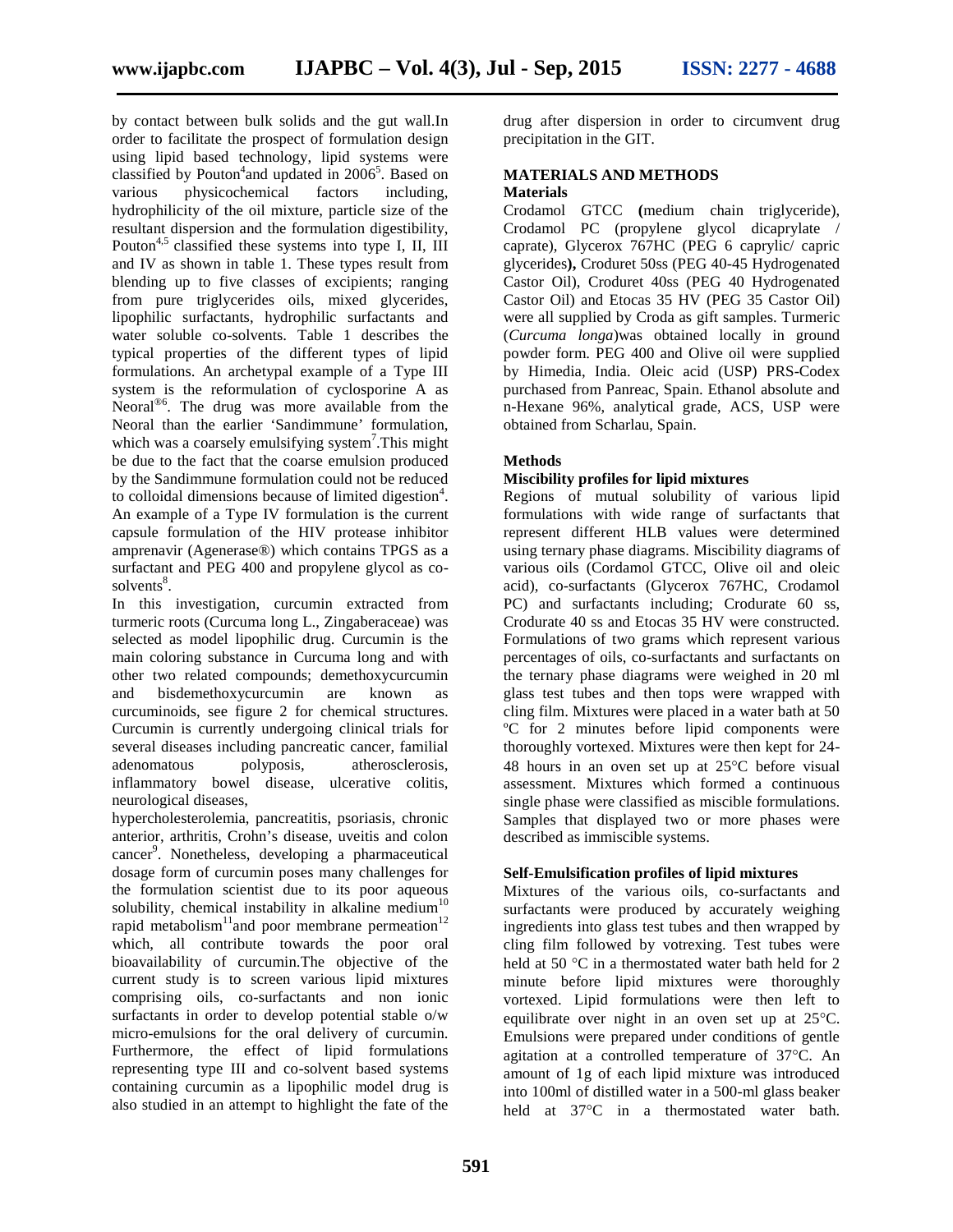by contact between bulk solids and the gut wall.In order to facilitate the prospect of formulation design using lipid based technology, lipid systems were classified by Pouton[4]and updated in 2006[5]. Based on various physicochemical factors including, hydrophilicity of the oil mixture, particle size of the resultant dispersion and the formulation digestibility, Pouton[4,5] classified these systems into type I, II, III and IV as shown in table 1. These types result from blending up to five classes of excipients; ranging from pure triglycerides oils, mixed glycerides, lipophilic surfactants, hydrophilic surfactants and water soluble co-solvents. Table 1 describes the typical properties of the different types of lipid formulations. An archetypal example of a Type III system is the reformulation of cyclosporine A as Neoral®[6]. The drug was more available from the Neoral than the earlier 'Sandimmune' formulation, which was a coarsely emulsifying system[7].This might be due to the fact that the coarse emulsion produced by the Sandimmune formulation could not be reduced to colloidal dimensions because of limited digestion[4]. An example of a Type IV formulation is the current capsule formulation of the HIV protease inhibitor amprenavir (Agenerase®) which contains TPGS as a surfactant and PEG 400 and propylene glycol as co-solvents[8].

In this investigation, curcumin extracted from turmeric roots (Curcuma long L., Zingaberaceae) was selected as model lipophilic drug. Curcumin is the main coloring substance in Curcuma long and with other two related compounds; demethoxycurcumin and bisdemethoxycurcumin are known as curcuminoids, see figure 2 for chemical structures. Curcumin is currently undergoing clinical trials for several diseases including pancreatic cancer, familial adenomatous polyposis, atherosclerosis, inflammatory bowel disease, ulcerative colitis, neurological diseases, hypercholesterolemia, pancreatitis, psoriasis, chronic anterior, arthritis, Crohn's disease, uveitis and colon cancer[9]. Nonetheless, developing a pharmaceutical dosage form of curcumin poses many challenges for the formulation scientist due to its poor aqueous solubility, chemical instability in alkaline medium[10] rapid metabolism[11]and poor membrane permeation[12] which, all contribute towards the poor oral bioavailability of curcumin.The objective of the current study is to screen various lipid mixtures comprising oils, co-surfactants and non ionic surfactants in order to develop potential stable o/w micro-emulsions for the oral delivery of curcumin. Furthermore, the effect of lipid formulations representing type III and co-solvent based systems containing curcumin as a lipophilic model drug is also studied in an attempt to highlight the fate of the drug after dispersion in order to circumvent drug precipitation in the GIT.

## MATERIALS AND METHODS

### Materials

Crodamol GTCC **(**medium chain triglyceride), Crodamol PC (propylene glycol dicaprylate / caprate), Glycerox 767HC (PEG 6 caprylic/ capric glycerides**),** Croduret 50ss (PEG 40-45 Hydrogenated Castor Oil), Croduret 40ss (PEG 40 Hydrogenated Castor Oil) and Etocas 35 HV (PEG 35 Castor Oil) were all supplied by Croda as gift samples. Turmeric (*Curcuma longa*)was obtained locally in ground powder form. PEG 400 and Olive oil were supplied by Himedia, India. Oleic acid (USP) PRS-Codex purchased from Panreac, Spain. Ethanol absolute and n-Hexane 96%, analytical grade, ACS, USP were obtained from Scharlau, Spain.

### Methods

#### Miscibility profiles for lipid mixtures

Regions of mutual solubility of various lipid formulations with wide range of surfactants that represent different HLB values were determined using ternary phase diagrams. Miscibility diagrams of various oils (Cordamol GTCC, Olive oil and oleic acid), co-surfactants (Glycerox 767HC, Crodamol PC) and surfactants including; Crodurate 60 ss, Crodurate 40 ss and Etocas 35 HV were constructed. Formulations of two grams which represent various percentages of oils, co-surfactants and surfactants on the ternary phase diagrams were weighed in 20 ml glass test tubes and then tops were wrapped with cling film. Mixtures were placed in a water bath at 50 ºC for 2 minutes before lipid components were thoroughly vortexed. Mixtures were then kept for 24-48 hours in an oven set up at 25°C before visual assessment. Mixtures which formed a continuous single phase were classified as miscible formulations. Samples that displayed two or more phases were described as immiscible systems.

#### Self-Emulsification profiles of lipid mixtures

Mixtures of the various oils, co-surfactants and surfactants were produced by accurately weighing ingredients into glass test tubes and then wrapped by cling film followed by votrexing. Test tubes were held at 50 °C in a thermostated water bath held for 2 minute before lipid mixtures were thoroughly vortexed. Lipid formulations were then left to equilibrate over night in an oven set up at 25°C. Emulsions were prepared under conditions of gentle agitation at a controlled temperature of 37°C. An amount of 1g of each lipid mixture was introduced into 100ml of distilled water in a 500-ml glass beaker held at 37°C in a thermostated water bath.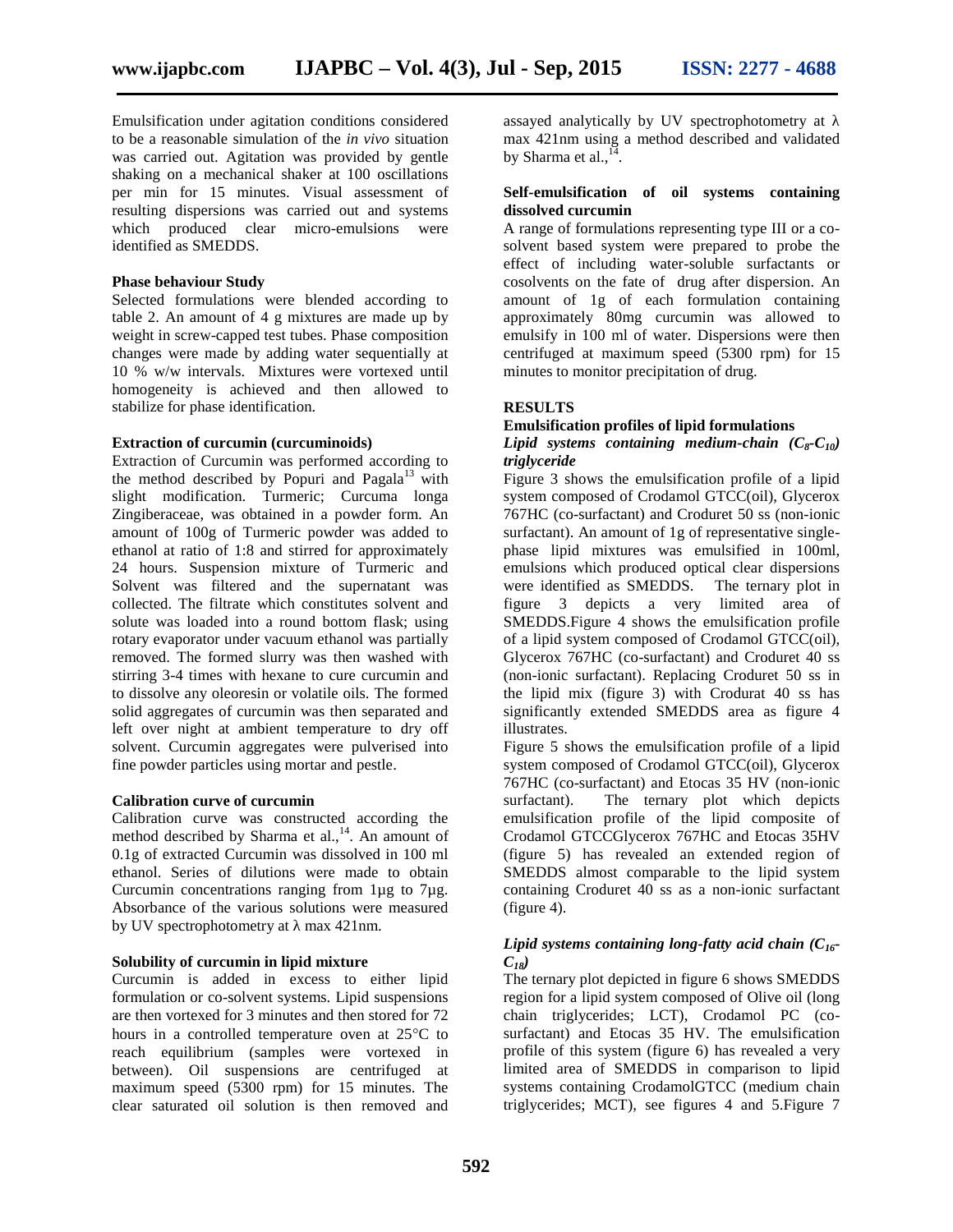Emulsification under agitation conditions considered to be a reasonable simulation of the *in vivo* situation was carried out. Agitation was provided by gentle shaking on a mechanical shaker at 100 oscillations per min for 15 minutes. Visual assessment of resulting dispersions was carried out and systems which produced clear micro-emulsions were identified as SMEDDS.

**Phase behaviour Study**

Selected formulations were blended according to table 2. An amount of 4 g mixtures are made up by weight in screw-capped test tubes. Phase composition changes were made by adding water sequentially at 10 % w/w intervals. Mixtures were vortexed until homogeneity is achieved and then allowed to stabilize for phase identification.

**Extraction of curcumin (curcuminoids)**

Extraction of Curcumin was performed according to the method described by Popuri and Pagala[13] with slight modification. Turmeric; Curcuma longa Zingiberaceae, was obtained in a powder form. An amount of 100g of Turmeric powder was added to ethanol at ratio of 1:8 and stirred for approximately 24 hours. Suspension mixture of Turmeric and Solvent was filtered and the supernatant was collected. The filtrate which constitutes solvent and solute was loaded into a round bottom flask; using rotary evaporator under vacuum ethanol was partially removed. The formed slurry was then washed with stirring 3-4 times with hexane to cure curcumin and to dissolve any oleoresin or volatile oils. The formed solid aggregates of curcumin was then separated and left over night at ambient temperature to dry off solvent. Curcumin aggregates were pulverised into fine powder particles using mortar and pestle.

**Calibration curve of curcumin**

Calibration curve was constructed according the method described by Sharma et al.,[14]. An amount of 0.1g of extracted Curcumin was dissolved in 100 ml ethanol. Series of dilutions were made to obtain Curcumin concentrations ranging from 1µg to 7µg. Absorbance of the various solutions were measured by UV spectrophotometry at λ max 421nm.

**Solubility of curcumin in lipid mixture**

Curcumin is added in excess to either lipid formulation or co-solvent systems. Lipid suspensions are then vortexed for 3 minutes and then stored for 72 hours in a controlled temperature oven at 25°C to reach equilibrium (samples were vortexed in between). Oil suspensions are centrifuged at maximum speed (5300 rpm) for 15 minutes. The clear saturated oil solution is then removed and assayed analytically by UV spectrophotometry at λ max 421nm using a method described and validated by Sharma et al.,[14].

**Self-emulsification of oil systems containing dissolved curcumin**

A range of formulations representing type III or a co-solvent based system were prepared to probe the effect of including water-soluble surfactants or cosolvents on the fate of drug after dispersion. An amount of 1g of each formulation containing approximately 80mg curcumin was allowed to emulsify in 100 ml of water. Dispersions were then centrifuged at maximum speed (5300 rpm) for 15 minutes to monitor precipitation of drug.

## RESULTS

### Emulsification profiles of lipid formulations

***Lipid systems containing medium-chain ($C_8$-$C_{10}$) triglyceride***

Figure 3 shows the emulsification profile of a lipid system composed of Crodamol GTCC(oil), Glycerox 767HC (co-surfactant) and Croduret 50 ss (non-ionic surfactant). An amount of 1g of representative single-phase lipid mixtures was emulsified in 100ml, emulsions which produced optical clear dispersions were identified as SMEDDS. The ternary plot in figure 3 depicts a very limited area of SMEDDS.Figure 4 shows the emulsification profile of a lipid system composed of Crodamol GTCC(oil), Glycerox 767HC (co-surfactant) and Croduret 40 ss (non-ionic surfactant). Replacing Croduret 50 ss in the lipid mix (figure 3) with Crodurat 40 ss has significantly extended SMEDDS area as figure 4 illustrates.

Figure 5 shows the emulsification profile of a lipid system composed of Crodamol GTCC(oil), Glycerox 767HC (co-surfactant) and Etocas 35 HV (non-ionic surfactant). The ternary plot which depicts emulsification profile of the lipid composite of Crodamol GTCCGlycerox 767HC and Etocas 35HV (figure 5) has revealed an extended region of SMEDDS almost comparable to the lipid system containing Croduret 40 ss as a non-ionic surfactant (figure 4).

***Lipid systems containing long-fatty acid chain ($C_{16}$-$C_{18}$)***

The ternary plot depicted in figure 6 shows SMEDDS region for a lipid system composed of Olive oil (long chain triglycerides; LCT), Crodamol PC (co-surfactant) and Etocas 35 HV. The emulsification profile of this system (figure 6) has revealed a very limited area of SMEDDS in comparison to lipid systems containing CrodamolGTCC (medium chain triglycerides; MCT), see figures 4 and 5.Figure 7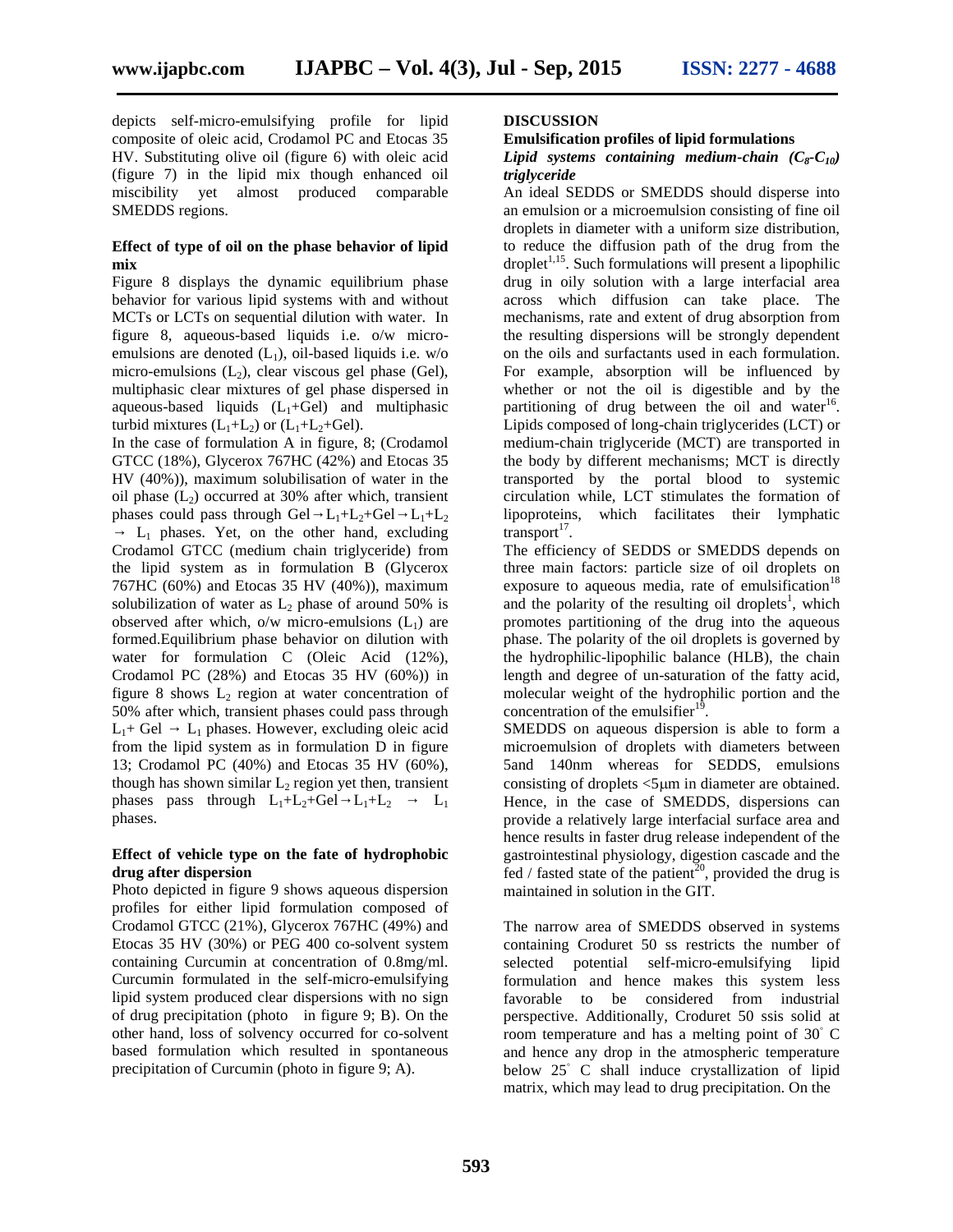depicts self-micro-emulsifying profile for lipid composite of oleic acid, Crodamol PC and Etocas 35 HV. Substituting olive oil (figure 6) with oleic acid (figure 7) in the lipid mix though enhanced oil miscibility yet almost produced comparable SMEDDS regions.

### Effect of type of oil on the phase behavior of lipid mix

Figure 8 displays the dynamic equilibrium phase behavior for various lipid systems with and without MCTs or LCTs on sequential dilution with water. In figure 8, aqueous-based liquids i.e. o/w micro-emulsions are denoted ($L_1$), oil-based liquids i.e. w/o micro-emulsions ($L_2$), clear viscous gel phase (Gel), multiphasic clear mixtures of gel phase dispersed in aqueous-based liquids ($L_1$+Gel) and multiphasic turbid mixtures ($L_1$+$L_2$) or ($L_1$+$L_2$+Gel).

In the case of formulation A in figure, 8; (Crodamol GTCC (18%), Glycerox 767HC (42%) and Etocas 35 HV (40%)), maximum solubilisation of water in the oil phase ($L_2$) occurred at 30% after which, transient phases could pass through Gel → $L_1$+$L_2$+Gel → $L_1$+$L_2$ → $L_1$ phases. Yet, on the other hand, excluding Crodamol GTCC (medium chain triglyceride) from the lipid system as in formulation B (Glycerox 767HC (60%) and Etocas 35 HV (40%)), maximum solubilization of water as $L_2$ phase of around 50% is observed after which, o/w micro-emulsions ($L_1$) are formed.Equilibrium phase behavior on dilution with water for formulation C (Oleic Acid (12%), Crodamol PC (28%) and Etocas 35 HV (60%)) in figure 8 shows $L_2$ region at water concentration of 50% after which, transient phases could pass through $L_1$+ Gel → $L_1$ phases. However, excluding oleic acid from the lipid system as in formulation D in figure 13; Crodamol PC (40%) and Etocas 35 HV (60%), though has shown similar $L_2$ region yet then, transient phases pass through $L_1$+$L_2$+Gel → $L_1$+$L_2$ → $L_1$ phases.

### Effect of vehicle type on the fate of hydrophobic drug after dispersion

Photo depicted in figure 9 shows aqueous dispersion profiles for either lipid formulation composed of Crodamol GTCC (21%), Glycerox 767HC (49%) and Etocas 35 HV (30%) or PEG 400 co-solvent system containing Curcumin at concentration of 0.8mg/ml. Curcumin formulated in the self-micro-emulsifying lipid system produced clear dispersions with no sign of drug precipitation (photo in figure 9; B). On the other hand, loss of solvency occurred for co-solvent based formulation which resulted in spontaneous precipitation of Curcumin (photo in figure 9; A).

## DISCUSSION

### Emulsification profiles of lipid formulations

#### *Lipid systems containing medium-chain ($C_8$-$C_{10}$) triglyceride*

An ideal SEDDS or SMEDDS should disperse into an emulsion or a microemulsion consisting of fine oil droplets in diameter with a uniform size distribution, to reduce the diffusion path of the drug from the droplet[1,15]. Such formulations will present a lipophilic drug in oily solution with a large interfacial area across which diffusion can take place. The mechanisms, rate and extent of drug absorption from the resulting dispersions will be strongly dependent on the oils and surfactants used in each formulation. For example, absorption will be influenced by whether or not the oil is digestible and by the partitioning of drug between the oil and water[16]. Lipids composed of long-chain triglycerides (LCT) or medium-chain triglyceride (MCT) are transported in the body by different mechanisms; MCT is directly transported by the portal blood to systemic circulation while, LCT stimulates the formation of lipoproteins, which facilitates their lymphatic transport[17].

The efficiency of SEDDS or SMEDDS depends on three main factors: particle size of oil droplets on exposure to aqueous media, rate of emulsification[18] and the polarity of the resulting oil droplets[1], which promotes partitioning of the drug into the aqueous phase. The polarity of the oil droplets is governed by the hydrophilic-lipophilic balance (HLB), the chain length and degree of un-saturation of the fatty acid, molecular weight of the hydrophilic portion and the concentration of the emulsifier[19].

SMEDDS on aqueous dispersion is able to form a microemulsion of droplets with diameters between 5and 140nm whereas for SEDDS, emulsions consisting of droplets <5μm in diameter are obtained. Hence, in the case of SMEDDS, dispersions can provide a relatively large interfacial surface area and hence results in faster drug release independent of the gastrointestinal physiology, digestion cascade and the fed / fasted state of the patient[20], provided the drug is maintained in solution in the GIT.

The narrow area of SMEDDS observed in systems containing Croduret 50 ss restricts the number of selected potential self-micro-emulsifying lipid formulation and hence makes this system less favorable to be considered from industrial perspective. Additionally, Croduret 50 ssis solid at room temperature and has a melting point of 30° C and hence any drop in the atmospheric temperature below 25° C shall induce crystallization of lipid matrix, which may lead to drug precipitation. On the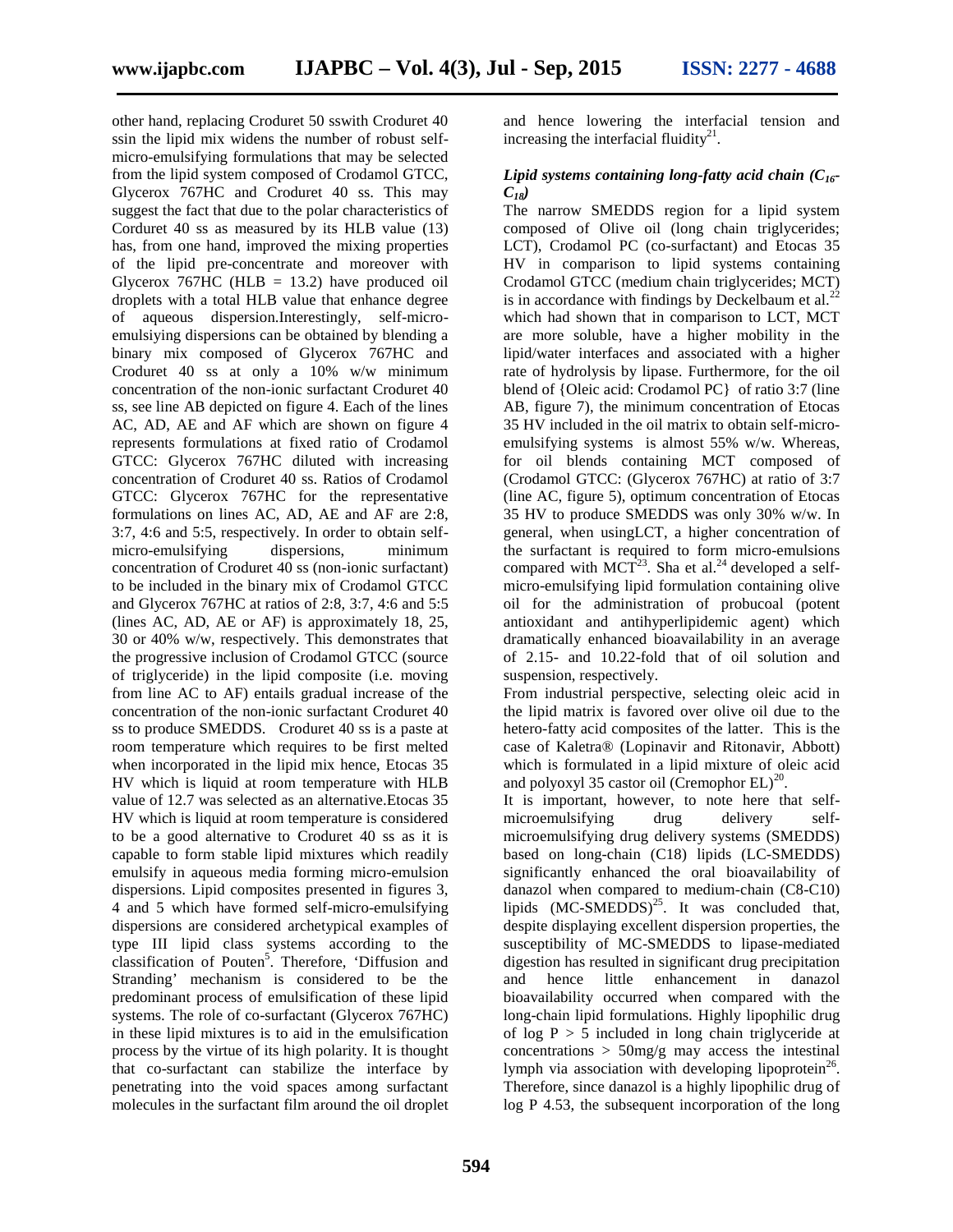other hand, replacing Croduret 50 sswith Croduret 40 ssin the lipid mix widens the number of robust self-micro-emulsifying formulations that may be selected from the lipid system composed of Crodamol GTCC, Glycerox 767HC and Croduret 40 ss. This may suggest the fact that due to the polar characteristics of Corduret 40 ss as measured by its HLB value (13) has, from one hand, improved the mixing properties of the lipid pre-concentrate and moreover with Glycerox 767HC (HLB = 13.2) have produced oil droplets with a total HLB value that enhance degree of aqueous dispersion.Interestingly, self-micro-emulsiying dispersions can be obtained by blending a binary mix composed of Glycerox 767HC and Croduret 40 ss at only a 10% w/w minimum concentration of the non-ionic surfactant Croduret 40 ss, see line AB depicted on figure 4. Each of the lines AC, AD, AE and AF which are shown on figure 4 represents formulations at fixed ratio of Crodamol GTCC: Glycerox 767HC diluted with increasing concentration of Croduret 40 ss. Ratios of Crodamol GTCC: Glycerox 767HC for the representative formulations on lines AC, AD, AE and AF are 2:8, 3:7, 4:6 and 5:5, respectively. In order to obtain self-micro-emulsifying dispersions, minimum concentration of Croduret 40 ss (non-ionic surfactant) to be included in the binary mix of Crodamol GTCC and Glycerox 767HC at ratios of 2:8, 3:7, 4:6 and 5:5 (lines AC, AD, AE or AF) is approximately 18, 25, 30 or 40% w/w, respectively. This demonstrates that the progressive inclusion of Crodamol GTCC (source of triglyceride) in the lipid composite (i.e. moving from line AC to AF) entails gradual increase of the concentration of the non-ionic surfactant Croduret 40 ss to produce SMEDDS. Croduret 40 ss is a paste at room temperature which requires to be first melted when incorporated in the lipid mix hence, Etocas 35 HV which is liquid at room temperature with HLB value of 12.7 was selected as an alternative.Etocas 35 HV which is liquid at room temperature is considered to be a good alternative to Croduret 40 ss as it is capable to form stable lipid mixtures which readily emulsify in aqueous media forming micro-emulsion dispersions. Lipid composites presented in figures 3, 4 and 5 which have formed self-micro-emulsifying dispersions are considered archetypical examples of type III lipid class systems according to the classification of Pouten[5]. Therefore, 'Diffusion and Stranding' mechanism is considered to be the predominant process of emulsification of these lipid systems. The role of co-surfactant (Glycerox 767HC) in these lipid mixtures is to aid in the emulsification process by the virtue of its high polarity. It is thought that co-surfactant can stabilize the interface by penetrating into the void spaces among surfactant molecules in the surfactant film around the oil droplet and hence lowering the interfacial tension and increasing the interfacial fluidity[21].

### *Lipid systems containing long-fatty acid chain ($C_{16}$-$C_{18}$)*

The narrow SMEDDS region for a lipid system composed of Olive oil (long chain triglycerides; LCT), Crodamol PC (co-surfactant) and Etocas 35 HV in comparison to lipid systems containing Crodamol GTCC (medium chain triglycerides; MCT) is in accordance with findings by Deckelbaum et al.[22] which had shown that in comparison to LCT, MCT are more soluble, have a higher mobility in the lipid/water interfaces and associated with a higher rate of hydrolysis by lipase. Furthermore, for the oil blend of {Oleic acid: Crodamol PC} of ratio 3:7 (line AB, figure 7), the minimum concentration of Etocas 35 HV included in the oil matrix to obtain self-micro-emulsifying systems is almost 55% w/w. Whereas, for oil blends containing MCT composed of (Crodamol GTCC: (Glycerox 767HC) at ratio of 3:7 (line AC, figure 5), optimum concentration of Etocas 35 HV to produce SMEDDS was only 30% w/w. In general, when usingLCT, a higher concentration of the surfactant is required to form micro-emulsions compared with MCT[23]. Sha et al.[24] developed a self-micro-emulsifying lipid formulation containing olive oil for the administration of probucoal (potent antioxidant and antihyperlipidemic agent) which dramatically enhanced bioavailability in an average of 2.15- and 10.22-fold that of oil solution and suspension, respectively.

From industrial perspective, selecting oleic acid in the lipid matrix is favored over olive oil due to the hetero-fatty acid composites of the latter. This is the case of Kaletra® (Lopinavir and Ritonavir, Abbott) which is formulated in a lipid mixture of oleic acid and polyoxyl 35 castor oil (Cremophor EL)[20].

It is important, however, to note here that self-microemulsifying drug delivery self-microemulsifying drug delivery systems (SMEDDS) based on long-chain (C18) lipids (LC-SMEDDS) significantly enhanced the oral bioavailability of danazol when compared to medium-chain (C8-C10) lipids (MC-SMEDDS)[25]. It was concluded that, despite displaying excellent dispersion properties, the susceptibility of MC-SMEDDS to lipase-mediated digestion has resulted in significant drug precipitation and hence little enhancement in danazol bioavailability occurred when compared with the long-chain lipid formulations. Highly lipophilic drug of log P > 5 included in long chain triglyceride at concentrations > 50mg/g may access the intestinal lymph via association with developing lipoprotein[26]. Therefore, since danazol is a highly lipophilic drug of log P 4.53, the subsequent incorporation of the long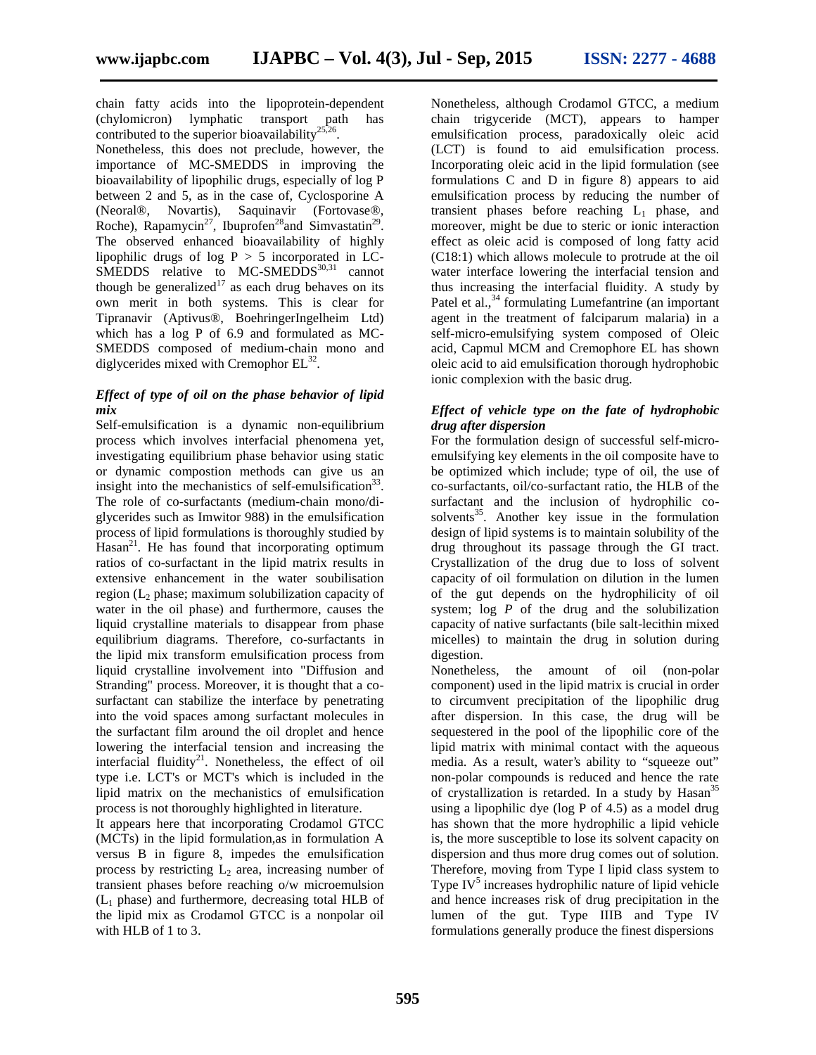chain fatty acids into the lipoprotein-dependent (chylomicron) lymphatic transport path has contributed to the superior bioavailability[25,26].

Nonetheless, this does not preclude, however, the importance of MC-SMEDDS in improving the bioavailability of lipophilic drugs, especially of log P between 2 and 5, as in the case of, Cyclosporine A (Neoral®, Novartis), Saquinavir (Fortovase®, Roche), Rapamycin[27], Ibuprofen[28]and Simvastatin[29]. The observed enhanced bioavailability of highly lipophilic drugs of log P > 5 incorporated in LC-SMEDDS relative to MC-SMEDDS[30,31] cannot though be generalized[17] as each drug behaves on its own merit in both systems. This is clear for Tipranavir (Aptivus®, BoehringerIngelheim Ltd) which has a log P of 6.9 and formulated as MC-SMEDDS composed of medium-chain mono and diglycerides mixed with Cremophor EL[32].

### *Effect of type of oil on the phase behavior of lipid mix*

Self-emulsification is a dynamic non-equilibrium process which involves interfacial phenomena yet, investigating equilibrium phase behavior using static or dynamic compostion methods can give us an insight into the mechanistics of self-emulsification[33]. The role of co-surfactants (medium-chain mono/di-glycerides such as Imwitor 988) in the emulsification process of lipid formulations is thoroughly studied by Hasan[21]. He has found that incorporating optimum ratios of co-surfactant in the lipid matrix results in extensive enhancement in the water soubilisation region ($L_2$ phase; maximum solubilization capacity of water in the oil phase) and furthermore, causes the liquid crystalline materials to disappear from phase equilibrium diagrams. Therefore, co-surfactants in the lipid mix transform emulsification process from liquid crystalline involvement into "Diffusion and Stranding" process. Moreover, it is thought that a co-surfactant can stabilize the interface by penetrating into the void spaces among surfactant molecules in the surfactant film around the oil droplet and hence lowering the interfacial tension and increasing the interfacial fluidity[21]. Nonetheless, the effect of oil type i.e. LCT's or MCT's which is included in the lipid matrix on the mechanistics of emulsification process is not thoroughly highlighted in literature.

It appears here that incorporating Crodamol GTCC (MCTs) in the lipid formulation,as in formulation A versus B in figure 8, impedes the emulsification process by restricting $L_2$ area, increasing number of transient phases before reaching o/w microemulsion ($L_1$ phase) and furthermore, decreasing total HLB of the lipid mix as Crodamol GTCC is a nonpolar oil with HLB of 1 to 3.

Nonetheless, although Crodamol GTCC, a medium chain trigyceride (MCT), appears to hamper emulsification process, paradoxically oleic acid (LCT) is found to aid emulsification process. Incorporating oleic acid in the lipid formulation (see formulations C and D in figure 8) appears to aid emulsification process by reducing the number of transient phases before reaching $L_1$ phase, and moreover, might be due to steric or ionic interaction effect as oleic acid is composed of long fatty acid (C18:1) which allows molecule to protrude at the oil water interface lowering the interfacial tension and thus increasing the interfacial fluidity. A study by Patel et al.,[34] formulating Lumefantrine (an important agent in the treatment of falciparum malaria) in a self-micro-emulsifying system composed of Oleic acid, Capmul MCM and Cremophore EL has shown oleic acid to aid emulsification thorough hydrophobic ionic complexion with the basic drug.

### *Effect of vehicle type on the fate of hydrophobic drug after dispersion*

For the formulation design of successful self-micro-emulsifying key elements in the oil composite have to be optimized which include; type of oil, the use of co-surfactants, oil/co-surfactant ratio, the HLB of the surfactant and the inclusion of hydrophilic co-solvents[35]. Another key issue in the formulation design of lipid systems is to maintain solubility of the drug throughout its passage through the GI tract. Crystallization of the drug due to loss of solvent capacity of oil formulation on dilution in the lumen of the gut depends on the hydrophilicity of oil system; log *P* of the drug and the solubilization capacity of native surfactants (bile salt-lecithin mixed micelles) to maintain the drug in solution during digestion.

Nonetheless, the amount of oil (non-polar component) used in the lipid matrix is crucial in order to circumvent precipitation of the lipophilic drug after dispersion. In this case, the drug will be sequestered in the pool of the lipophilic core of the lipid matrix with minimal contact with the aqueous media. As a result, water's ability to "squeeze out" non-polar compounds is reduced and hence the rate of crystallization is retarded. In a study by Hasan[35] using a lipophilic dye (log P of 4.5) as a model drug has shown that the more hydrophilic a lipid vehicle is, the more susceptible to lose its solvent capacity on dispersion and thus more drug comes out of solution. Therefore, moving from Type I lipid class system to Type IV[5] increases hydrophilic nature of lipid vehicle and hence increases risk of drug precipitation in the lumen of the gut. Type IIIB and Type IV formulations generally produce the finest dispersions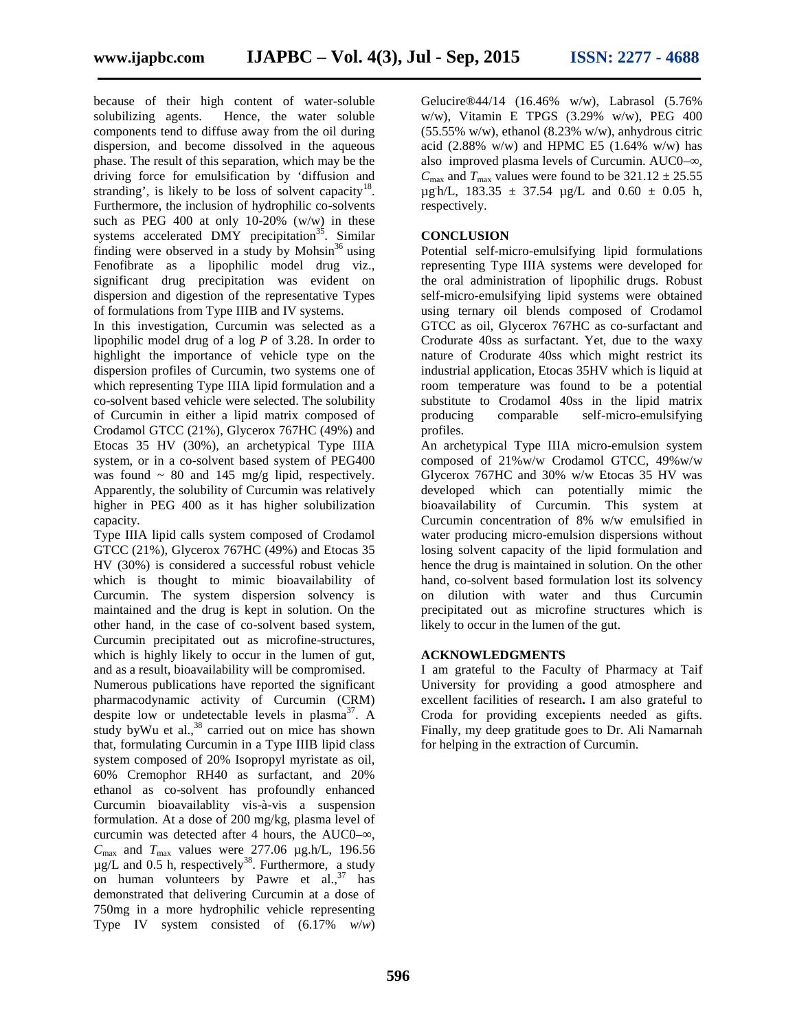because of their high content of water-soluble solubilizing agents. Hence, the water soluble components tend to diffuse away from the oil during dispersion, and become dissolved in the aqueous phase. The result of this separation, which may be the driving force for emulsification by 'diffusion and stranding', is likely to be loss of solvent capacity[18]. Furthermore, the inclusion of hydrophilic co-solvents such as PEG 400 at only 10-20% (w/w) in these systems accelerated DMY precipitation[35]. Similar finding were observed in a study by Mohsin[36] using Fenofibrate as a lipophilic model drug viz., significant drug precipitation was evident on dispersion and digestion of the representative Types of formulations from Type IIIB and IV systems.

In this investigation, Curcumin was selected as a lipophilic model drug of a log *P* of 3.28. In order to highlight the importance of vehicle type on the dispersion profiles of Curcumin, two systems one of which representing Type IIIA lipid formulation and a co-solvent based vehicle were selected. The solubility of Curcumin in either a lipid matrix composed of Crodamol GTCC (21%), Glycerox 767HC (49%) and Etocas 35 HV (30%), an archetypical Type IIIA system, or in a co-solvent based system of PEG400 was found ~ 80 and 145 mg/g lipid, respectively. Apparently, the solubility of Curcumin was relatively higher in PEG 400 as it has higher solubilization capacity.

Type IIIA lipid calls system composed of Crodamol GTCC (21%), Glycerox 767HC (49%) and Etocas 35 HV (30%) is considered a successful robust vehicle which is thought to mimic bioavailability of Curcumin. The system dispersion solvency is maintained and the drug is kept in solution. On the other hand, in the case of co-solvent based system, Curcumin precipitated out as microfine-structures, which is highly likely to occur in the lumen of gut, and as a result, bioavailability will be compromised.

Numerous publications have reported the significant pharmacodynamic activity of Curcumin (CRM) despite low or undetectable levels in plasma[37]. A study byWu et al.,[38] carried out on mice has shown that, formulating Curcumin in a Type IIIB lipid class system composed of 20% Isopropyl myristate as oil, 60% Cremophor RH40 as surfactant, and 20% ethanol as co-solvent has profoundly enhanced Curcumin bioavailablity vis-à-vis a suspension formulation. At a dose of 200 mg/kg, plasma level of curcumin was detected after 4 hours, the $AUC_{0-\infty}$, $C_{max}$ and $T_{max}$ values were 277.06 µg.h/L, 196.56 µg/L and 0.5 h, respectively[38]. Furthermore, a study on human volunteers by Pawre et al.,[37] has demonstrated that delivering Curcumin at a dose of 750mg in a more hydrophilic vehicle representing Type IV system consisted of (6.17% *w/w*) Gelucire®44/14 (16.46% w/w), Labrasol (5.76% w/w), Vitamin E TPGS (3.29% w/w), PEG 400 (55.55% w/w), ethanol (8.23% w/w), anhydrous citric acid (2.88% w/w) and HPMC E5 (1.64% w/w) has also improved plasma levels of Curcumin. $AUC_{0-\infty}$, $C_{max}$ and $T_{max}$ values were found to be 321.12 ± 25.55 µg.h/L, 183.35 ± 37.54 µg/L and 0.60 ± 0.05 h, respectively.

## CONCLUSION

Potential self-micro-emulsifying lipid formulations representing Type IIIA systems were developed for the oral administration of lipophilic drugs. Robust self-micro-emulsifying lipid systems were obtained using ternary oil blends composed of Crodamol GTCC as oil, Glycerox 767HC as co-surfactant and Crodurate 40ss as surfactant. Yet, due to the waxy nature of Crodurate 40ss which might restrict its industrial application, Etocas 35HV which is liquid at room temperature was found to be a potential substitute to Crodamol 40ss in the lipid matrix producing comparable self-micro-emulsifying profiles.

An archetypical Type IIIA micro-emulsion system composed of 21%w/w Crodamol GTCC, 49%w/w Glycerox 767HC and 30% w/w Etocas 35 HV was developed which can potentially mimic the bioavailability of Curcumin. This system at Curcumin concentration of 8% w/w emulsified in water producing micro-emulsion dispersions without losing solvent capacity of the lipid formulation and hence the drug is maintained in solution. On the other hand, co-solvent based formulation lost its solvency on dilution with water and thus Curcumin precipitated out as microfine structures which is likely to occur in the lumen of the gut.

## ACKNOWLEDGMENTS

I am grateful to the Faculty of Pharmacy at Taif University for providing a good atmosphere and excellent facilities of research**.** I am also grateful to Croda for providing excepients needed as gifts. Finally, my deep gratitude goes to Dr. Ali Namarnah for helping in the extraction of Curcumin.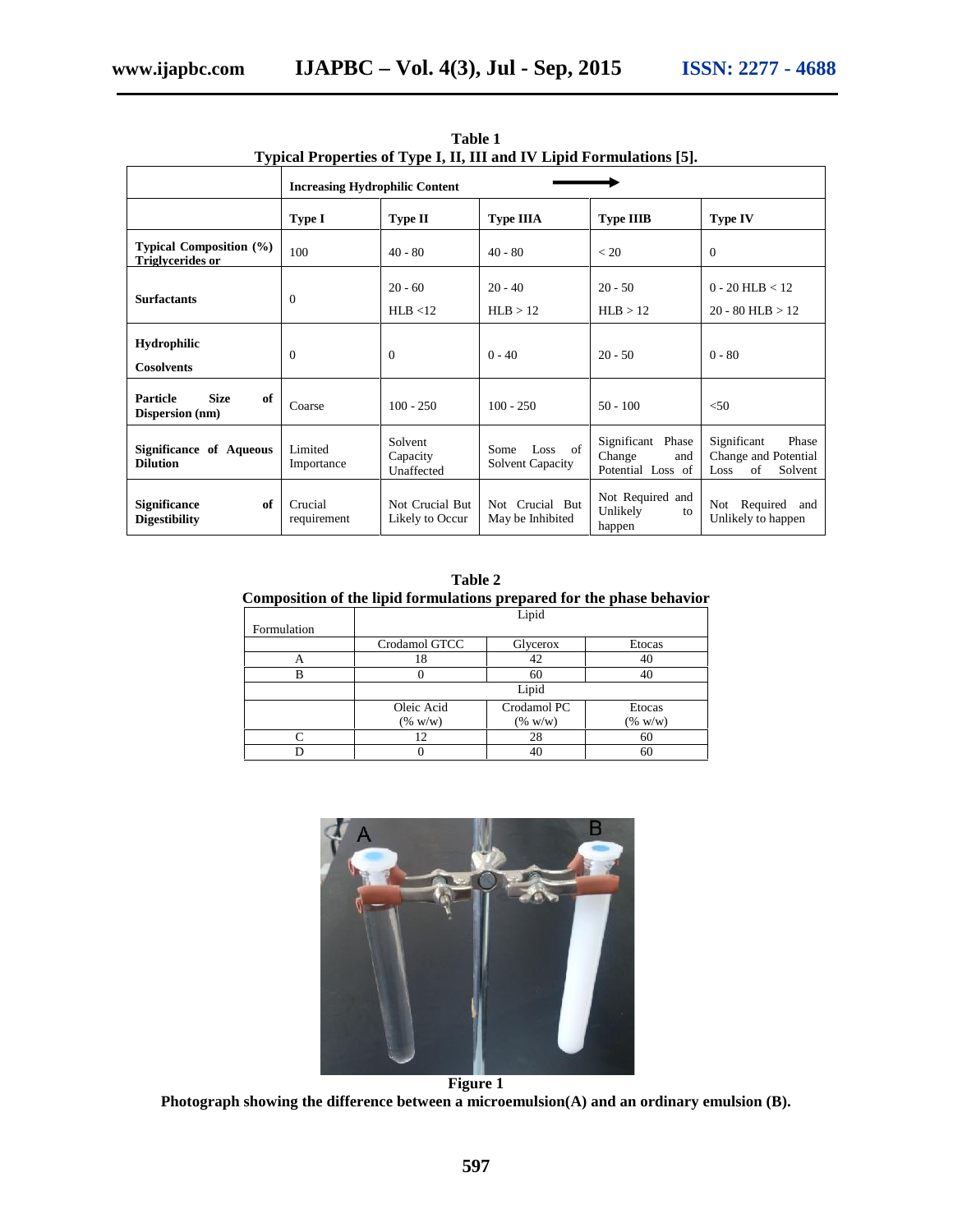**Table 1**
**Typical Properties of Type I, II, III and IV Lipid Formulations [5].**

| | **Increasing Hydrophilic Content** → | | | | |
|---|---|---|---|---|---|
| | **Type I** | **Type II** | **Type IIIA** | **Type IIIB** | **Type IV** |
| **Typical Composition (%) Triglycerides or** | 100 | 40 - 80 | 40 - 80 | < 20 | 0 |
| **Surfactants** | 0 | 20 - 60 HLB <12 | 20 - 40 HLB > 12 | 20 - 50 HLB > 12 | 0 - 20 HLB < 12 20 - 80 HLB > 12 |
| **Hydrophilic Cosolvents** | 0 | 0 | 0 - 40 | 20 - 50 | 0 - 80 |
| **Particle Size of Dispersion (nm)** | Coarse | 100 - 250 | 100 - 250 | 50 - 100 | <50 |
| **Significance of Aqueous Dilution** | Limited Importance | Solvent Capacity Unaffected | Some Loss of Solvent Capacity | Significant Phase Change and Potential Loss of | Significant Phase Change and Potential Loss of Solvent |
| **Significance of Digestibility** | Crucial requirement | Not Crucial But Likely to Occur | Not Crucial But May be Inhibited | Not Required and Unlikely to happen | Not Required and Unlikely to happen |

**Table 2**
**Composition of the lipid formulations prepared for the phase behavior**

| Formulation | Lipid | | |
|---|---|---|---|
| | Crodamol GTCC | Glycerox | Etocas |
| A | 18 | 42 | 40 |
| B | 0 | 60 | 40 |
| | Lipid | | |
| | Oleic Acid (% w/w) | Crodamol PC (% w/w) | Etocas (% w/w) |
| C | 12 | 28 | 60 |
| D | 0 | 40 | 60 |

**Figure 1**
**Photograph showing the difference between a microemulsion(A) and an ordinary emulsion (B).**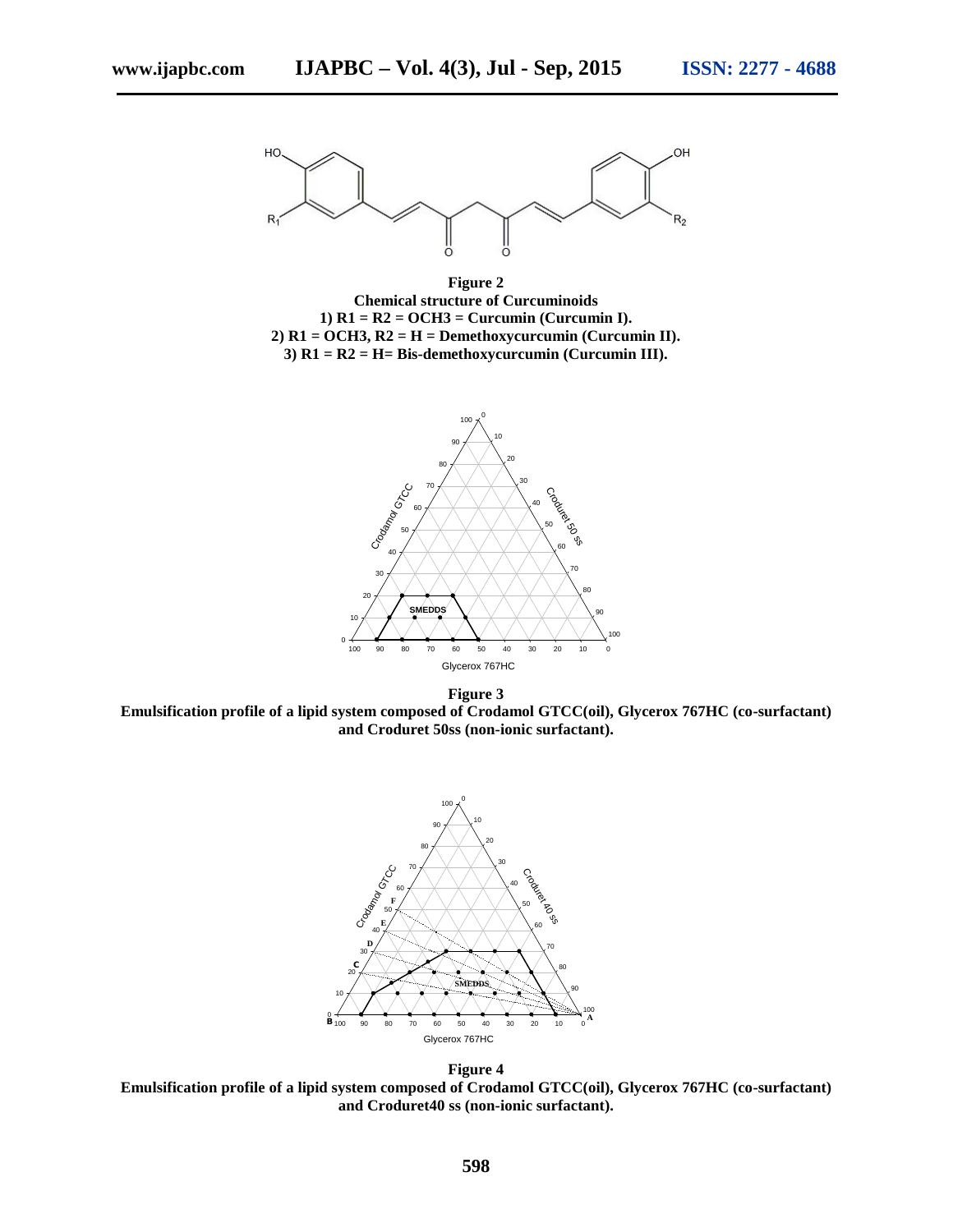**Figure 2**
**Chemical structure of Curcuminoids**
**1) R1 = R2 = OCH3 = Curcumin (Curcumin I).**
**2) R1 = OCH3, R2 = H = Demethoxycurcumin (Curcumin II).**
**3) R1 = R2 = H= Bis-demethoxycurcumin (Curcumin III).**

**Figure 3**
**Emulsification profile of a lipid system composed of Crodamol GTCC(oil), Glycerox 767HC (co-surfactant) and Croduret 50ss (non-ionic surfactant).**

**Figure 4**
**Emulsification profile of a lipid system composed of Crodamol GTCC(oil), Glycerox 767HC (co-surfactant) and Croduret40 ss (non-ionic surfactant).**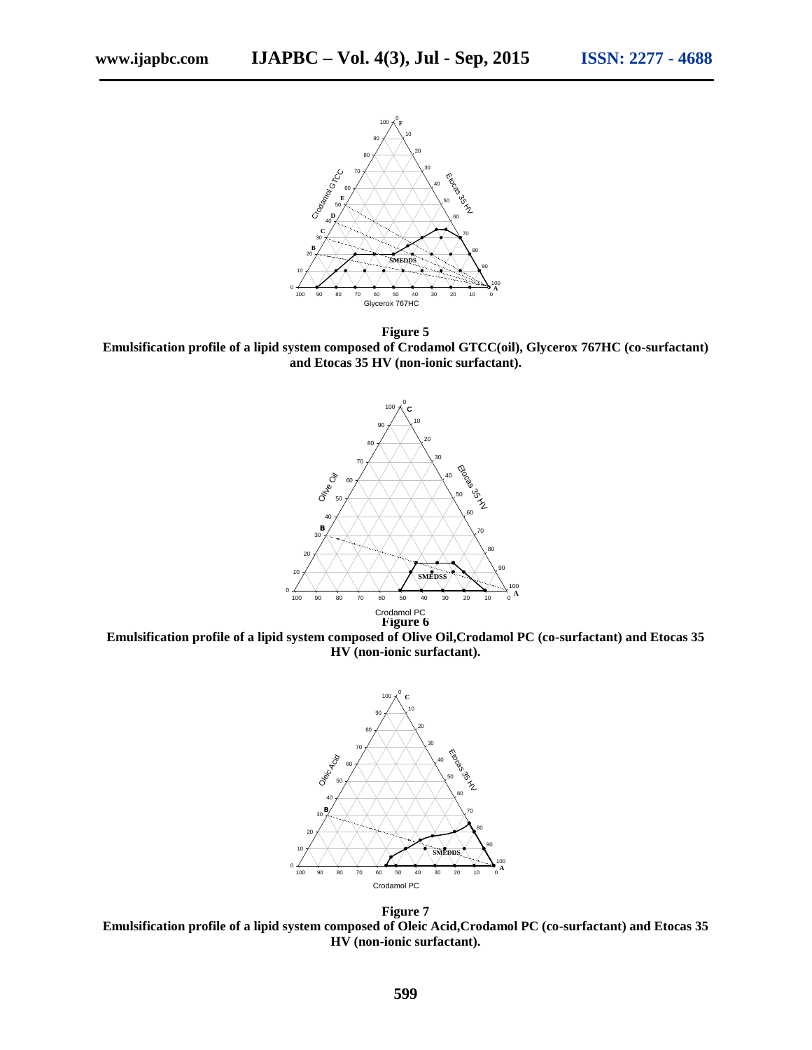**Figure 5**

**Emulsification profile of a lipid system composed of Crodamol GTCC(oil), Glycerox 767HC (co-surfactant) and Etocas 35 HV (non-ionic surfactant).**

**Figure 6**

**Emulsification profile of a lipid system composed of Olive Oil,Crodamol PC (co-surfactant) and Etocas 35 HV (non-ionic surfactant).**

**Figure 7**

**Emulsification profile of a lipid system composed of Oleic Acid,Crodamol PC (co-surfactant) and Etocas 35 HV (non-ionic surfactant).**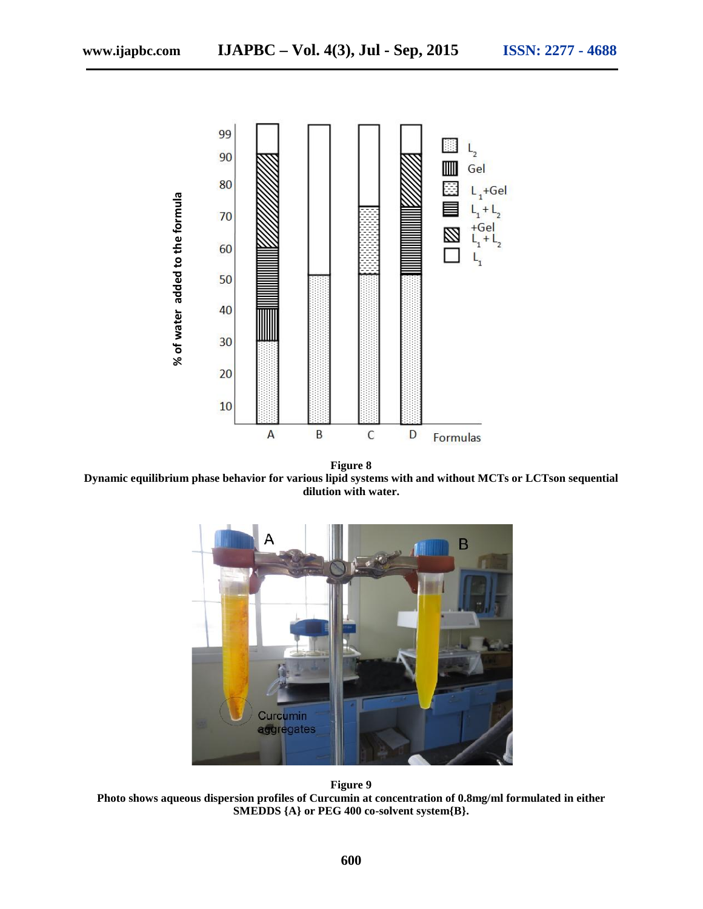**Figure 8**
**Dynamic equilibrium phase behavior for various lipid systems with and without MCTs or LCTson sequential dilution with water.**

**Figure 9**
**Photo shows aqueous dispersion profiles of Curcumin at concentration of 0.8mg/ml formulated in either SMEDDS {A} or PEG 400 co-solvent system{B}.**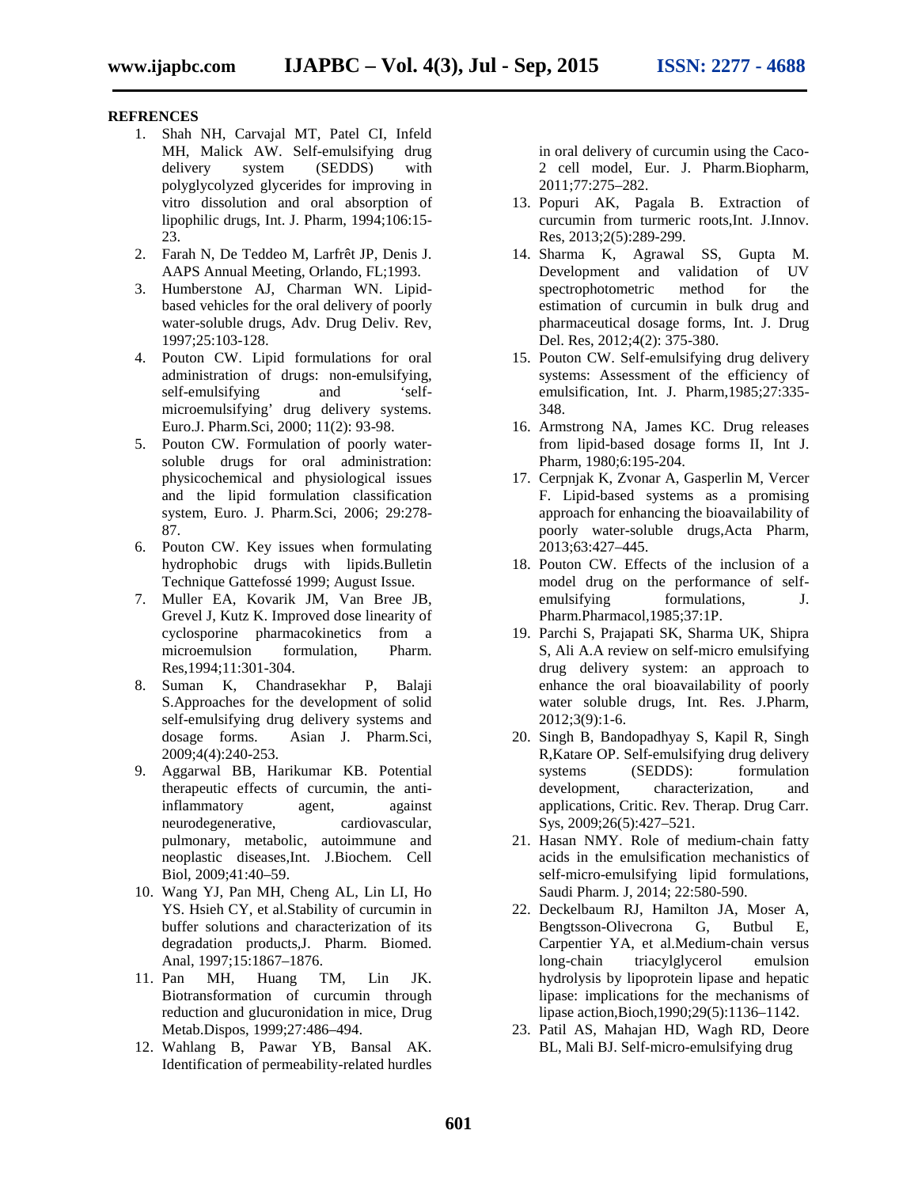## REFRENCES

1. Shah NH, Carvajal MT, Patel CI, Infeld MH, Malick AW. Self-emulsifying drug delivery system (SEDDS) with polyglycolyzed glycerides for improving in vitro dissolution and oral absorption of lipophilic drugs, Int. J. Pharm, 1994;106:15-23.
2. Farah N, De Teddeo M, Larfrêt JP, Denis J. AAPS Annual Meeting, Orlando, FL;1993.
3. Humberstone AJ, Charman WN. Lipid-based vehicles for the oral delivery of poorly water-soluble drugs, Adv. Drug Deliv. Rev, 1997;25:103-128.
4. Pouton CW. Lipid formulations for oral administration of drugs: non-emulsifying, self-emulsifying and 'self-microemulsifying' drug delivery systems. Euro.J. Pharm.Sci, 2000; 11(2): 93-98.
5. Pouton CW. Formulation of poorly water-soluble drugs for oral administration: physicochemical and physiological issues and the lipid formulation classification system, Euro. J. Pharm.Sci, 2006; 29:278-87.
6. Pouton CW. Key issues when formulating hydrophobic drugs with lipids.Bulletin Technique Gattefossé 1999; August Issue.
7. Muller EA, Kovarik JM, Van Bree JB, Grevel J, Kutz K. Improved dose linearity of cyclosporine pharmacokinetics from a microemulsion formulation, Pharm. Res,1994;11:301-304.
8. Suman K, Chandrasekhar P, Balaji S.Approaches for the development of solid self-emulsifying drug delivery systems and dosage forms. Asian J. Pharm.Sci, 2009;4(4):240-253.
9. Aggarwal BB, Harikumar KB. Potential therapeutic effects of curcumin, the anti-inflammatory agent, against neurodegenerative, cardiovascular, pulmonary, metabolic, autoimmune and neoplastic diseases,Int. J.Biochem. Cell Biol, 2009;41:40–59.
10. Wang YJ, Pan MH, Cheng AL, Lin LI, Ho YS. Hsieh CY, et al.Stability of curcumin in buffer solutions and characterization of its degradation products,J. Pharm. Biomed. Anal, 1997;15:1867–1876.
11. Pan MH, Huang TM, Lin JK. Biotransformation of curcumin through reduction and glucuronidation in mice, Drug Metab.Dispos, 1999;27:486–494.
12. Wahlang B, Pawar YB, Bansal AK. Identification of permeability-related hurdles in oral delivery of curcumin using the Caco-2 cell model, Eur. J. Pharm.Biopharm, 2011;77:275–282.
13. Popuri AK, Pagala B. Extraction of curcumin from turmeric roots,Int. J.Innov. Res, 2013;2(5):289-299.
14. Sharma K, Agrawal SS, Gupta M. Development and validation of UV spectrophotometric method for the estimation of curcumin in bulk drug and pharmaceutical dosage forms, Int. J. Drug Del. Res, 2012;4(2): 375-380.
15. Pouton CW. Self-emulsifying drug delivery systems: Assessment of the efficiency of emulsification, Int. J. Pharm,1985;27:335-348.
16. Armstrong NA, James KC. Drug releases from lipid-based dosage forms II, Int J. Pharm, 1980;6:195-204.
17. Cerpnjak K, Zvonar A, Gasperlin M, Vercer F. Lipid-based systems as a promising approach for enhancing the bioavailability of poorly water-soluble drugs,Acta Pharm, 2013;63:427–445.
18. Pouton CW. Effects of the inclusion of a model drug on the performance of self-emulsifying formulations, J. Pharm.Pharmacol,1985;37:1P.
19. Parchi S, Prajapati SK, Sharma UK, Shipra S, Ali A.A review on self-micro emulsifying drug delivery system: an approach to enhance the oral bioavailability of poorly water soluble drugs, Int. Res. J.Pharm, 2012;3(9):1-6.
20. Singh B, Bandopadhyay S, Kapil R, Singh R,Katare OP. Self-emulsifying drug delivery systems (SEDDS): formulation development, characterization, and applications, Critic. Rev. Therap. Drug Carr. Sys, 2009;26(5):427–521.
21. Hasan NMY. Role of medium-chain fatty acids in the emulsification mechanistics of self-micro-emulsifying lipid formulations, Saudi Pharm. J, 2014; 22:580-590.
22. Deckelbaum RJ, Hamilton JA, Moser A, Bengtsson-Olivecrona G, Butbul E, Carpentier YA, et al.Medium-chain versus long-chain triacylglycerol emulsion hydrolysis by lipoprotein lipase and hepatic lipase: implications for the mechanisms of lipase action,Bioch,1990;29(5):1136–1142.
23. Patil AS, Mahajan HD, Wagh RD, Deore BL, Mali BJ. Self-micro-emulsifying drug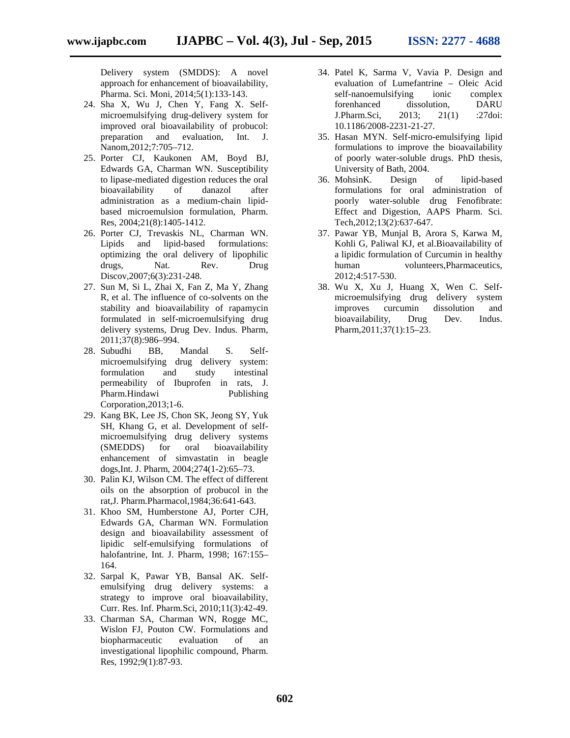Delivery system (SMDDS): A novel approach for enhancement of bioavailability, Pharma. Sci. Moni, 2014;5(1):133-143.

24. Sha X, Wu J, Chen Y, Fang X. Self-microemulsifying drug-delivery system for improved oral bioavailability of probucol: preparation and evaluation, Int. J. Nanom,2012;7:705–712.
25. Porter CJ, Kaukonen AM, Boyd BJ, Edwards GA, Charman WN. Susceptibility to lipase-mediated digestion reduces the oral bioavailability of danazol after administration as a medium-chain lipid-based microemulsion formulation, Pharm. Res, 2004;21(8):1405-1412.
26. Porter CJ, Trevaskis NL, Charman WN. Lipids and lipid-based formulations: optimizing the oral delivery of lipophilic drugs, Nat. Rev. Drug Discov,2007;6(3):231-248.
27. Sun M, Si L, Zhai X, Fan Z, Ma Y, Zhang R, et al. The influence of co-solvents on the stability and bioavailability of rapamycin formulated in self-microemulsifying drug delivery systems, Drug Dev. Indus. Pharm, 2011;37(8):986–994.
28. Subudhi BB, Mandal S. Self-microemulsifying drug delivery system: formulation and study intestinal permeability of Ibuprofen in rats, J. Pharm.Hindawi Publishing Corporation,2013;1-6.
29. Kang BK, Lee JS, Chon SK, Jeong SY, Yuk SH, Khang G, et al. Development of self-microemulsifying drug delivery systems (SMEDDS) for oral bioavailability enhancement of simvastatin in beagle dogs,Int. J. Pharm, 2004;274(1-2):65–73.
30. Palin KJ, Wilson CM. The effect of different oils on the absorption of probucol in the rat,J. Pharm.Pharmacol,1984;36:641-643.
31. Khoo SM, Humberstone AJ, Porter CJH, Edwards GA, Charman WN. Formulation design and bioavailability assessment of lipidic self-emulsifying formulations of halofantrine, Int. J. Pharm, 1998; 167:155–164.
32. Sarpal K, Pawar YB, Bansal AK. Self-emulsifying drug delivery systems: a strategy to improve oral bioavailability, Curr. Res. Inf. Pharm.Sci, 2010;11(3):42-49.
33. Charman SA, Charman WN, Rogge MC, Wislon FJ, Pouton CW. Formulations and biopharmaceutic evaluation of an investigational lipophilic compound, Pharm. Res, 1992;9(1):87-93.
34. Patel K, Sarma V, Vavia P. Design and evaluation of Lumefantrine – Oleic Acid self-nanoemulsifying ionic complex forenhanced dissolution, DARU J.Pharm.Sci, 2013; 21(1) :27doi: 10.1186/2008-2231-21-27.
35. Hasan MYN. Self-micro-emulsifying lipid formulations to improve the bioavailability of poorly water-soluble drugs. PhD thesis, University of Bath, 2004.
36. MohsinK. Design of lipid-based formulations for oral administration of poorly water-soluble drug Fenofibrate: Effect and Digestion, AAPS Pharm. Sci. Tech,2012;13(2):637-647.
37. Pawar YB, Munjal B, Arora S, Karwa M, Kohli G, Paliwal KJ, et al.Bioavailability of a lipidic formulation of Curcumin in healthy human volunteers,Pharmaceutics, 2012;4:517-530.
38. Wu X, Xu J, Huang X, Wen C. Self-microemulsifying drug delivery system improves curcumin dissolution and bioavailability, Drug Dev. Indus. Pharm,2011;37(1):15–23.